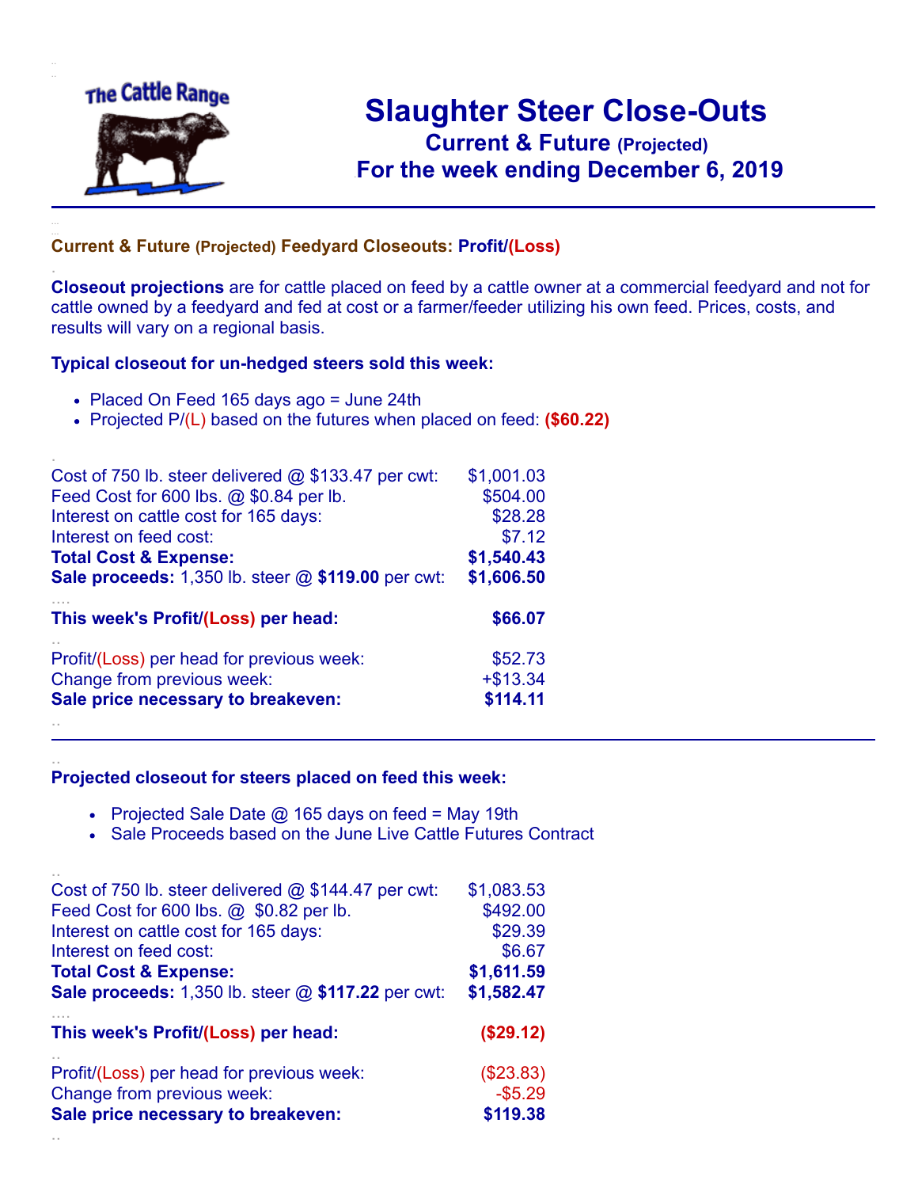# Slaughter Steer Close-Outs

## Current & Future (Projected)

## For the week ending December 6, 2019

### Current & Future (Projected) Feedyard Closeouts: Profit/(Loss)

**Closeout projections** are for cattle placed on feed by a cattle owner at a commercial feedyard and not for cattle owned by a feedyard and fed at cost or a farmer/feeder utilizing his own feed. Prices, costs, and results will vary on a regional basis.

**Typical closeout for un-hedged steers sold this week:**

- Placed On Feed 165 days ago = June 24th
- Projected P/(L) based on the futures when placed on feed: **($60.22)**

| | |
|---|---|
| Cost of 750 lb. steer delivered @ $133.47 per cwt: | $1,001.03 |
| Feed Cost for 600 lbs. @ $0.84 per lb. | $504.00 |
| Interest on cattle cost for 165 days: | $28.28 |
| Interest on feed cost: | $7.12 |
| **Total Cost & Expense:** | **$1,540.43** |
| **Sale proceeds:** 1,350 lb. steer @ **$119.00** per cwt: | **$1,606.50** |
| **This week's Profit/(Loss) per head:** | **$66.07** |
| Profit/(Loss) per head for previous week: | $52.73 |
| Change from previous week: | +$13.34 |
| **Sale price necessary to breakeven:** | **$114.11** |

**Projected closeout for steers placed on feed this week:**

- Projected Sale Date @ 165 days on feed = May 19th
- Sale Proceeds based on the June Live Cattle Futures Contract

| | |
|---|---|
| Cost of 750 lb. steer delivered @ $144.47 per cwt: | $1,083.53 |
| Feed Cost for 600 lbs. @ $0.82 per lb. | $492.00 |
| Interest on cattle cost for 165 days: | $29.39 |
| Interest on feed cost: | $6.67 |
| **Total Cost & Expense:** | **$1,611.59** |
| **Sale proceeds:** 1,350 lb. steer @ **$117.22** per cwt: | **$1,582.47** |
| **This week's Profit/(Loss) per head:** | **($29.12)** |
| Profit/(Loss) per head for previous week: | ($23.83) |
| Change from previous week: | -$5.29 |
| **Sale price necessary to breakeven:** | **$119.38** |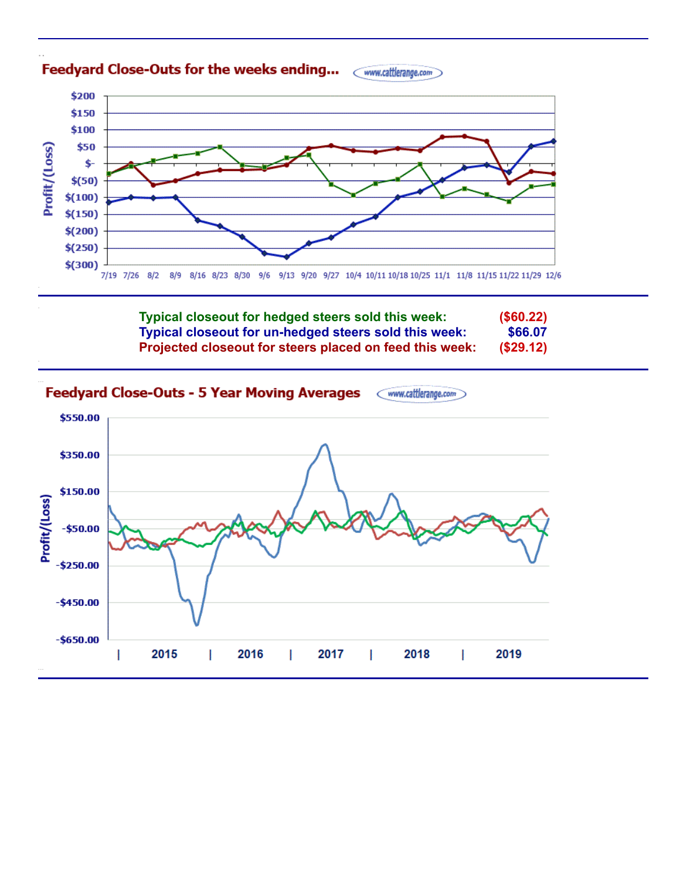## Feedyard Close-Outs for the weeks ending...

www.cattlerange.com

Profit/(Loss)

$200
$150
$100
$50
$-
$(50)
$(100)
$(150)
$(200)
$(250)
$(300)

7/19 7/26 8/2 8/9 8/16 8/23 8/30 9/6 9/13 9/20 9/27 10/4 10/11 10/18 10/25 11/1 11/8 11/15 11/22 11/29 12/6

| | |
|---|---|
| Typical closeout for hedged steers sold this week: | ($60.22) |
| Typical closeout for un-hedged steers sold this week: | $66.07 |
| Projected closeout for steers placed on feed this week: | ($29.12) |

## Feedyard Close-Outs - 5 Year Moving Averages

www.cattlerange.com

Profit/(Loss)

$550.00
$350.00
$150.00
-$50.00
-$250.00
-$450.00
-$650.00

| 2015 | 2016 | 2017 | 2018 | 2019